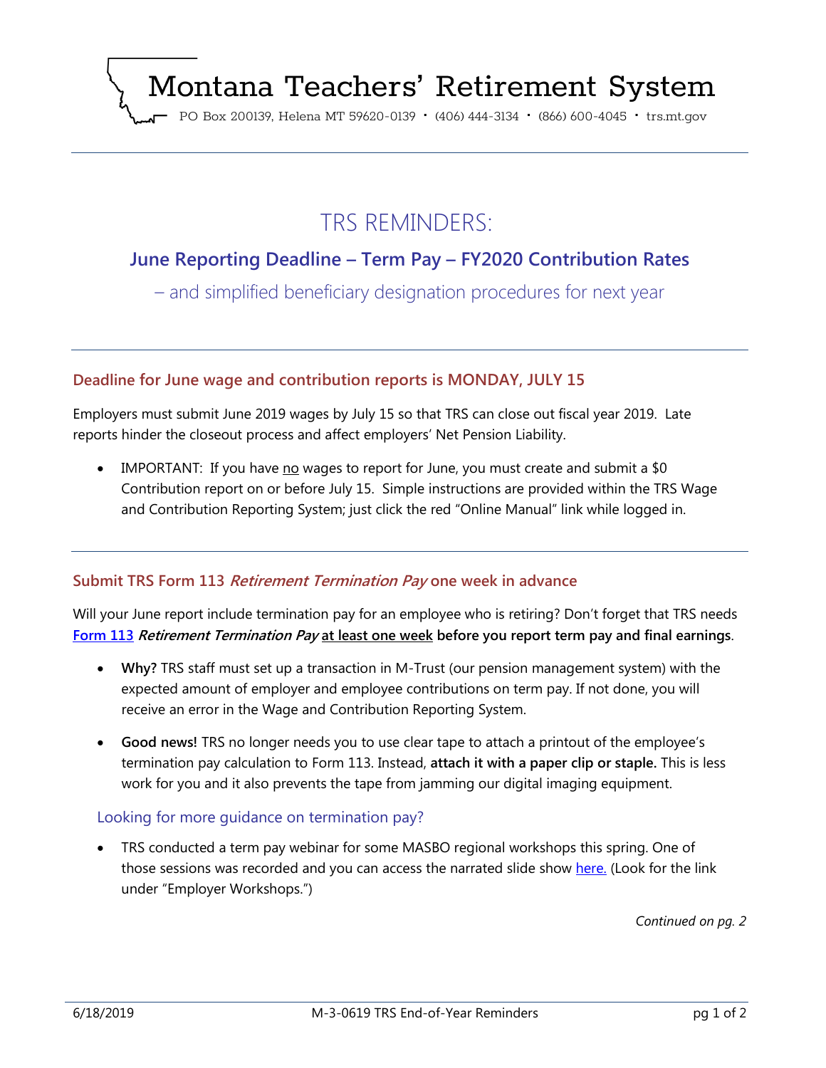# Montana Teachers' Retirement System

PO Box 200139, Helena MT 59620-0139 · (406) 444-3134 · (866) 600-4045 · trs.mt.gov

# TRS REMINDERS:

## June Reporting Deadline – Term Pay – FY2020 Contribution Rates

– and simplified beneficiary designation procedures for next year

### Deadline for June wage and contribution reports is MONDAY, JULY 15

Employers must submit June 2019 wages by July 15 so that TRS can close out fiscal year 2019. Late reports hinder the closeout process and affect employers' Net Pension Liability.

- IMPORTANT: If you have no wages to report for June, you must create and submit a $0 Contribution report on or before July 15. Simple instructions are provided within the TRS Wage and Contribution Reporting System; just click the red "Online Manual" link while logged in.

### Submit TRS Form 113 *Retirement Termination Pay* one week in advance

Will your June report include termination pay for an employee who is retiring? Don't forget that TRS needs **Form 113 *Retirement Termination Pay* at least one week before you report term pay and final earnings**.

- **Why?** TRS staff must set up a transaction in M-Trust (our pension management system) with the expected amount of employer and employee contributions on term pay. If not done, you will receive an error in the Wage and Contribution Reporting System.
- **Good news!** TRS no longer needs you to use clear tape to attach a printout of the employee's termination pay calculation to Form 113. Instead, **attach it with a paper clip or staple.** This is less work for you and it also prevents the tape from jamming our digital imaging equipment.

#### Looking for more guidance on termination pay?

- TRS conducted a term pay webinar for some MASBO regional workshops this spring. One of those sessions was recorded and you can access the narrated slide show here. (Look for the link under "Employer Workshops.")

*Continued on pg. 2*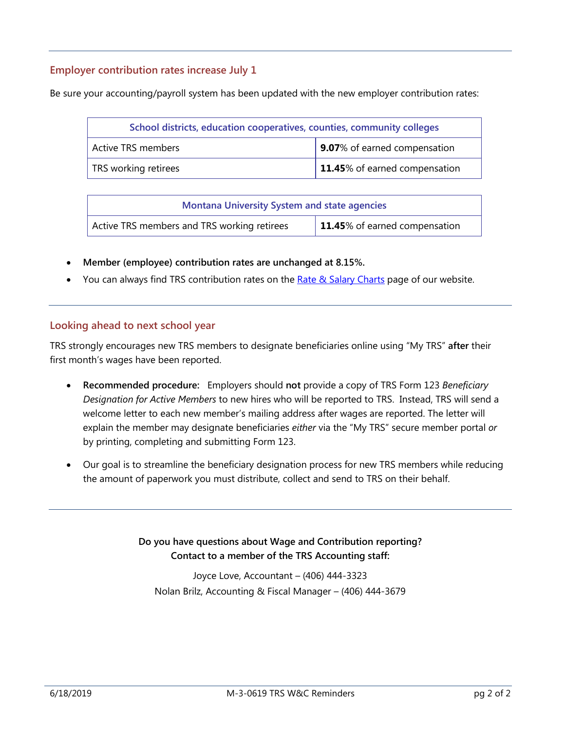## Employer contribution rates increase July 1

Be sure your accounting/payroll system has been updated with the new employer contribution rates:

| School districts, education cooperatives, counties, community colleges | |
|---|---|
| Active TRS members | **9.07**% of earned compensation |
| TRS working retirees | **11.45**% of earned compensation |

| Montana University System and state agencies | |
|---|---|
| Active TRS members and TRS working retirees | **11.45**% of earned compensation |

- **Member (employee) contribution rates are unchanged at 8.15%.**
- You can always find TRS contribution rates on the Rate & Salary Charts page of our website.

## Looking ahead to next school year

TRS strongly encourages new TRS members to designate beneficiaries online using "My TRS" **after** their first month's wages have been reported.

- **Recommended procedure:** Employers should **not** provide a copy of TRS Form 123 *Beneficiary Designation for Active Members* to new hires who will be reported to TRS. Instead, TRS will send a welcome letter to each new member's mailing address after wages are reported. The letter will explain the member may designate beneficiaries *either* via the "My TRS" secure member portal *or* by printing, completing and submitting Form 123.
- Our goal is to streamline the beneficiary designation process for new TRS members while reducing the amount of paperwork you must distribute, collect and send to TRS on their behalf.

**Do you have questions about Wage and Contribution reporting?**
**Contact to a member of the TRS Accounting staff:**

Joyce Love, Accountant – (406) 444-3323
Nolan Brilz, Accounting & Fiscal Manager – (406) 444-3679

6/18/2019 M-3-0619 TRS W&C Reminders